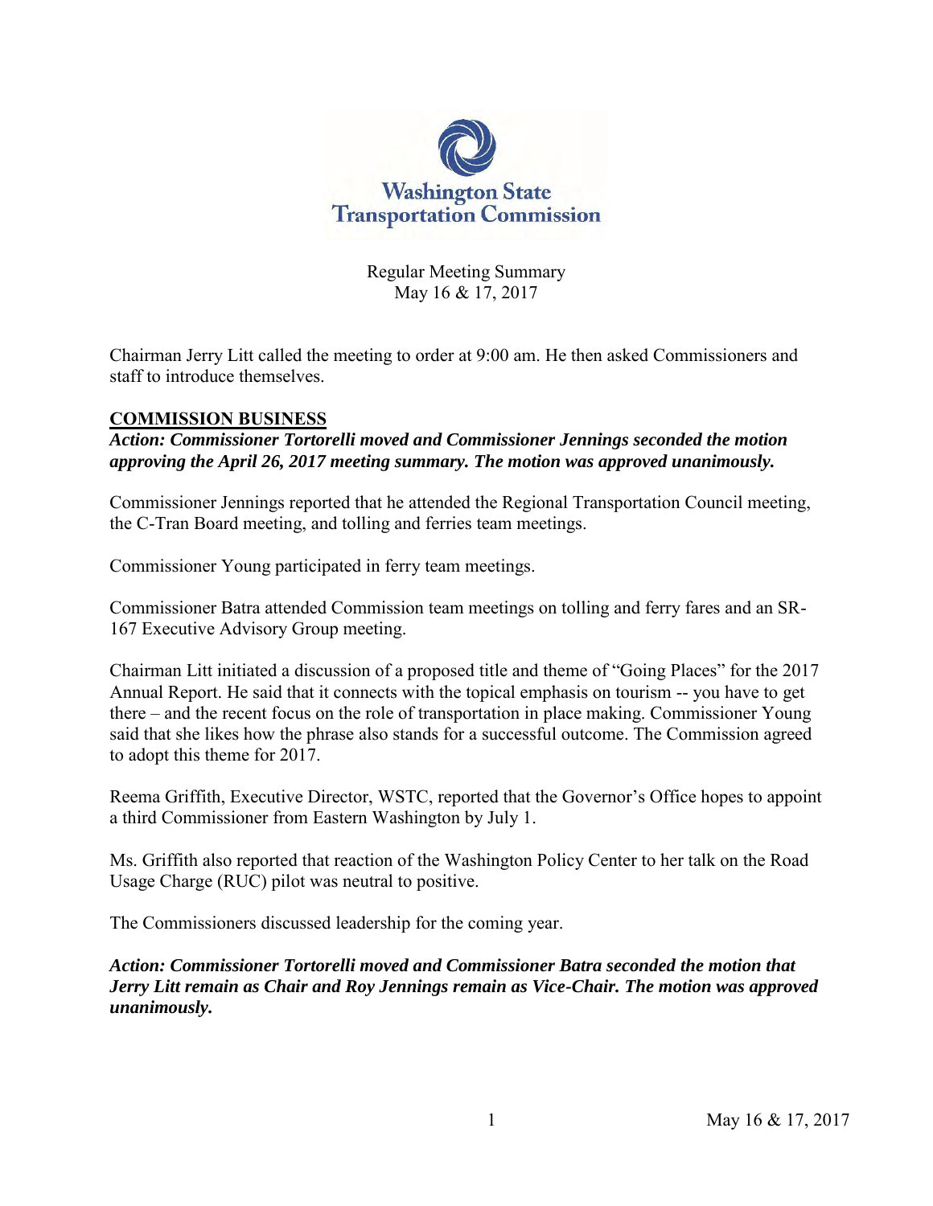# Washington State Transportation Commission

Regular Meeting Summary
May 16 & 17, 2017

Chairman Jerry Litt called the meeting to order at 9:00 am. He then asked Commissioners and staff to introduce themselves.

## COMMISSION BUSINESS

***Action: Commissioner Tortorelli moved and Commissioner Jennings seconded the motion approving the April 26, 2017 meeting summary. The motion was approved unanimously.***

Commissioner Jennings reported that he attended the Regional Transportation Council meeting, the C-Tran Board meeting, and tolling and ferries team meetings.

Commissioner Young participated in ferry team meetings.

Commissioner Batra attended Commission team meetings on tolling and ferry fares and an SR-167 Executive Advisory Group meeting.

Chairman Litt initiated a discussion of a proposed title and theme of "Going Places" for the 2017 Annual Report. He said that it connects with the topical emphasis on tourism -- you have to get there – and the recent focus on the role of transportation in place making. Commissioner Young said that she likes how the phrase also stands for a successful outcome. The Commission agreed to adopt this theme for 2017.

Reema Griffith, Executive Director, WSTC, reported that the Governor's Office hopes to appoint a third Commissioner from Eastern Washington by July 1.

Ms. Griffith also reported that reaction of the Washington Policy Center to her talk on the Road Usage Charge (RUC) pilot was neutral to positive.

The Commissioners discussed leadership for the coming year.

***Action: Commissioner Tortorelli moved and Commissioner Batra seconded the motion that Jerry Litt remain as Chair and Roy Jennings remain as Vice-Chair. The motion was approved unanimously.***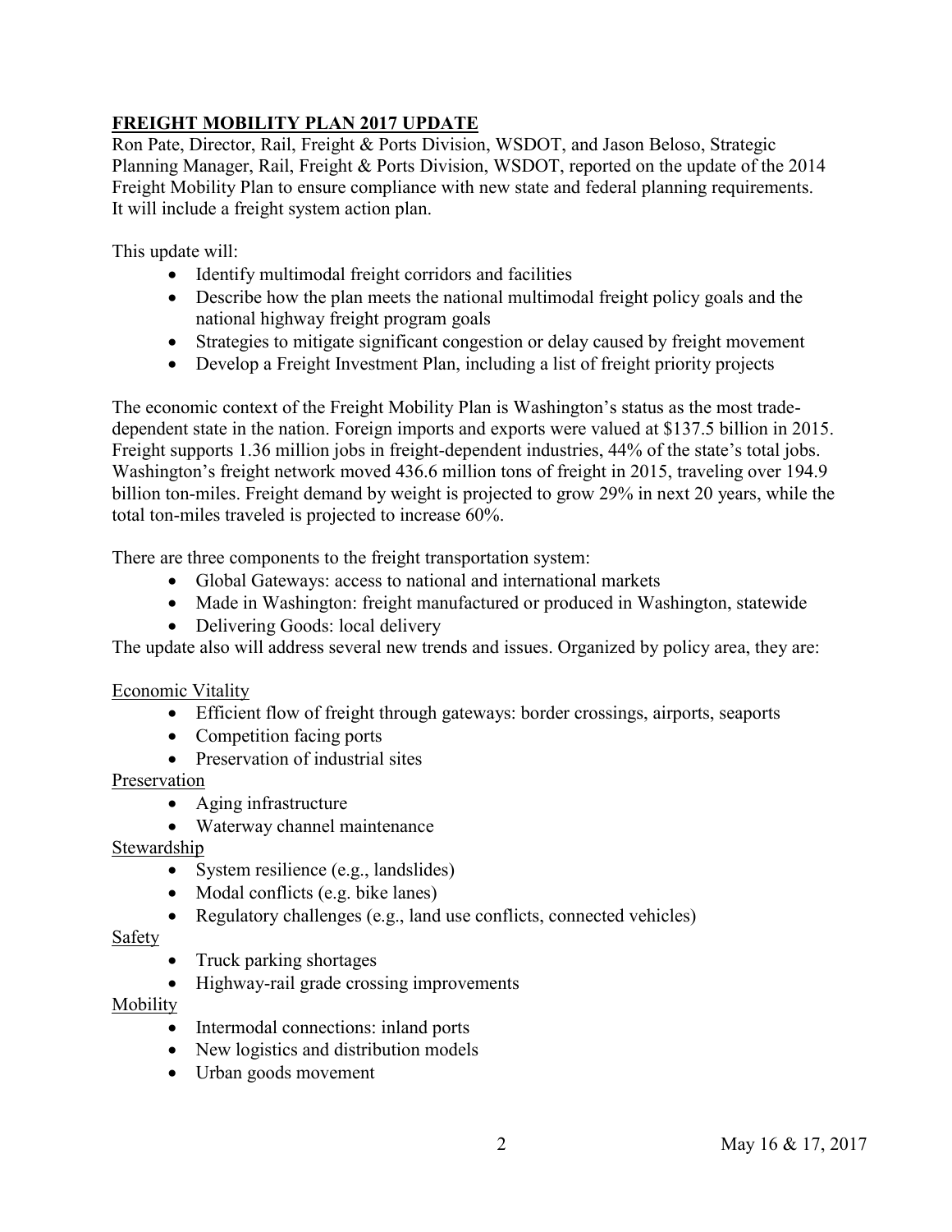## FREIGHT MOBILITY PLAN 2017 UPDATE

Ron Pate, Director, Rail, Freight & Ports Division, WSDOT, and Jason Beloso, Strategic Planning Manager, Rail, Freight & Ports Division, WSDOT, reported on the update of the 2014 Freight Mobility Plan to ensure compliance with new state and federal planning requirements. It will include a freight system action plan.

This update will:

- Identify multimodal freight corridors and facilities
- Describe how the plan meets the national multimodal freight policy goals and the national highway freight program goals
- Strategies to mitigate significant congestion or delay caused by freight movement
- Develop a Freight Investment Plan, including a list of freight priority projects

The economic context of the Freight Mobility Plan is Washington's status as the most trade-dependent state in the nation. Foreign imports and exports were valued at $137.5 billion in 2015. Freight supports 1.36 million jobs in freight-dependent industries, 44% of the state's total jobs. Washington's freight network moved 436.6 million tons of freight in 2015, traveling over 194.9 billion ton-miles. Freight demand by weight is projected to grow 29% in next 20 years, while the total ton-miles traveled is projected to increase 60%.

There are three components to the freight transportation system:

- Global Gateways: access to national and international markets
- Made in Washington: freight manufactured or produced in Washington, statewide
- Delivering Goods: local delivery

The update also will address several new trends and issues. Organized by policy area, they are:

Economic Vitality

- Efficient flow of freight through gateways: border crossings, airports, seaports
- Competition facing ports
- Preservation of industrial sites

Preservation

- Aging infrastructure
- Waterway channel maintenance

Stewardship

- System resilience (e.g., landslides)
- Modal conflicts (e.g. bike lanes)
- Regulatory challenges (e.g., land use conflicts, connected vehicles)

Safety

- Truck parking shortages
- Highway-rail grade crossing improvements

Mobility

- Intermodal connections: inland ports
- New logistics and distribution models
- Urban goods movement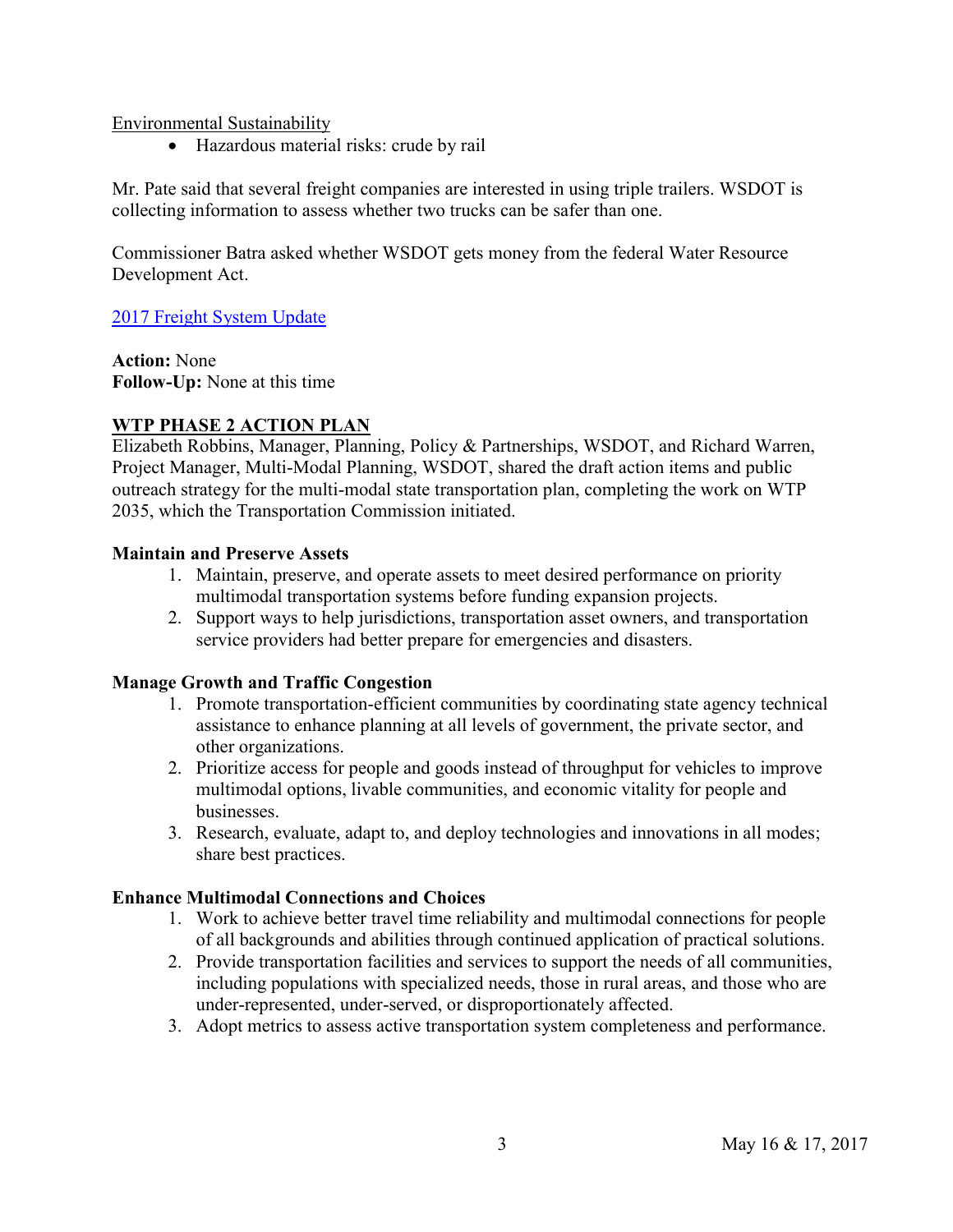Environmental Sustainability

- Hazardous material risks: crude by rail

Mr. Pate said that several freight companies are interested in using triple trailers. WSDOT is collecting information to assess whether two trucks can be safer than one.

Commissioner Batra asked whether WSDOT gets money from the federal Water Resource Development Act.

[2017 Freight System Update]

**Action:** None
**Follow-Up:** None at this time

## WTP PHASE 2 ACTION PLAN

Elizabeth Robbins, Manager, Planning, Policy & Partnerships, WSDOT, and Richard Warren, Project Manager, Multi-Modal Planning, WSDOT, shared the draft action items and public outreach strategy for the multi-modal state transportation plan, completing the work on WTP 2035, which the Transportation Commission initiated.

### Maintain and Preserve Assets

1. Maintain, preserve, and operate assets to meet desired performance on priority multimodal transportation systems before funding expansion projects.
2. Support ways to help jurisdictions, transportation asset owners, and transportation service providers had better prepare for emergencies and disasters.

### Manage Growth and Traffic Congestion

1. Promote transportation-efficient communities by coordinating state agency technical assistance to enhance planning at all levels of government, the private sector, and other organizations.
2. Prioritize access for people and goods instead of throughput for vehicles to improve multimodal options, livable communities, and economic vitality for people and businesses.
3. Research, evaluate, adapt to, and deploy technologies and innovations in all modes; share best practices.

### Enhance Multimodal Connections and Choices

1. Work to achieve better travel time reliability and multimodal connections for people of all backgrounds and abilities through continued application of practical solutions.
2. Provide transportation facilities and services to support the needs of all communities, including populations with specialized needs, those in rural areas, and those who are under-represented, under-served, or disproportionately affected.
3. Adopt metrics to assess active transportation system completeness and performance.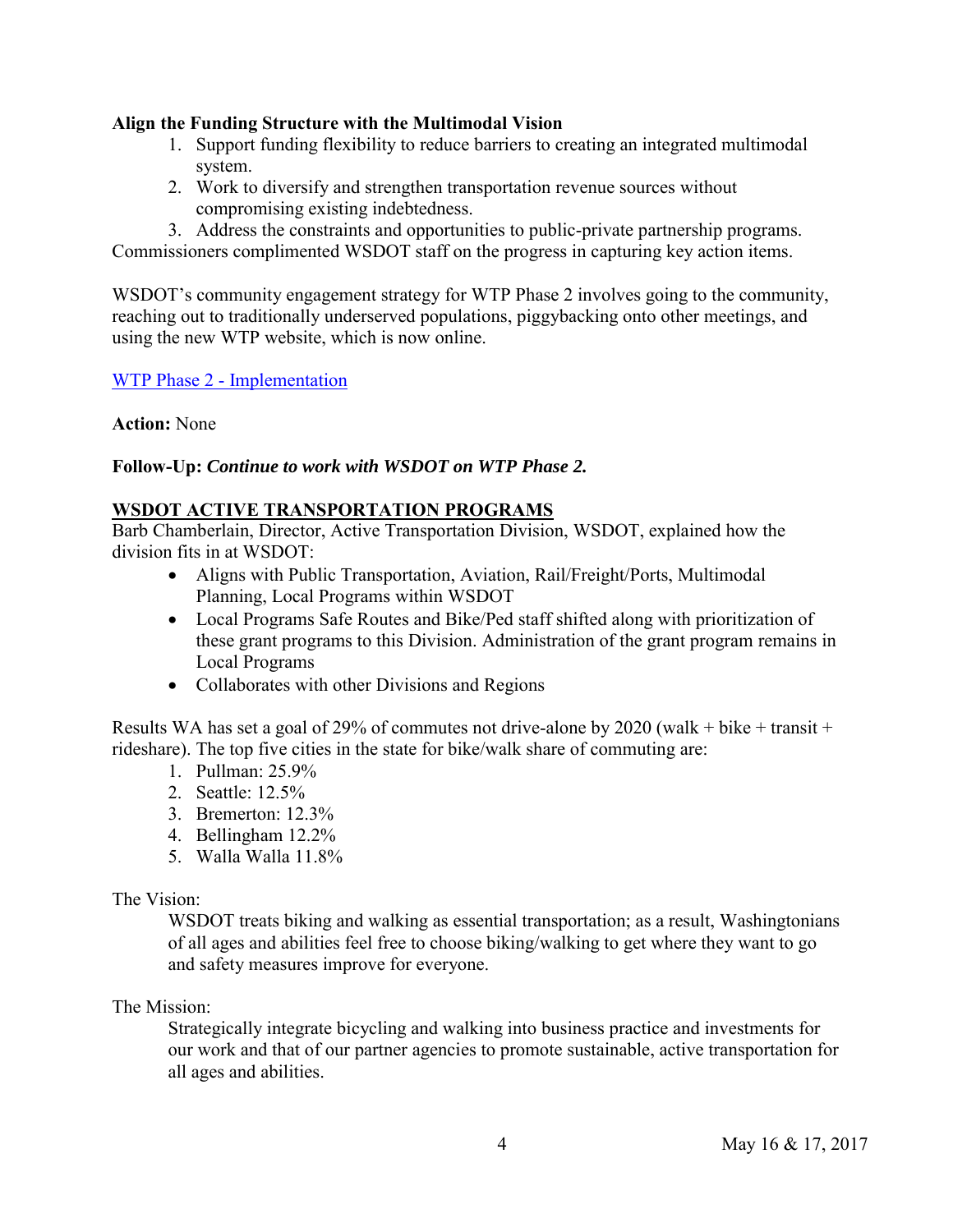**Align the Funding Structure with the Multimodal Vision**

1. Support funding flexibility to reduce barriers to creating an integrated multimodal system.
2. Work to diversify and strengthen transportation revenue sources without compromising existing indebtedness.
3. Address the constraints and opportunities to public-private partnership programs.

Commissioners complimented WSDOT staff on the progress in capturing key action items.

WSDOT's community engagement strategy for WTP Phase 2 involves going to the community, reaching out to traditionally underserved populations, piggybacking onto other meetings, and using the new WTP website, which is now online.

WTP Phase 2 - Implementation

**Action:** None

**Follow-Up:** ***Continue to work with WSDOT on WTP Phase 2.***

## WSDOT ACTIVE TRANSPORTATION PROGRAMS

Barb Chamberlain, Director, Active Transportation Division, WSDOT, explained how the division fits in at WSDOT:

- Aligns with Public Transportation, Aviation, Rail/Freight/Ports, Multimodal Planning, Local Programs within WSDOT
- Local Programs Safe Routes and Bike/Ped staff shifted along with prioritization of these grant programs to this Division. Administration of the grant program remains in Local Programs
- Collaborates with other Divisions and Regions

Results WA has set a goal of 29% of commutes not drive-alone by 2020 (walk + bike + transit + rideshare). The top five cities in the state for bike/walk share of commuting are:

1. Pullman: 25.9%
2. Seattle: 12.5%
3. Bremerton: 12.3%
4. Bellingham 12.2%
5. Walla Walla 11.8%

The Vision:

> WSDOT treats biking and walking as essential transportation; as a result, Washingtonians of all ages and abilities feel free to choose biking/walking to get where they want to go and safety measures improve for everyone.

The Mission:

> Strategically integrate bicycling and walking into business practice and investments for our work and that of our partner agencies to promote sustainable, active transportation for all ages and abilities.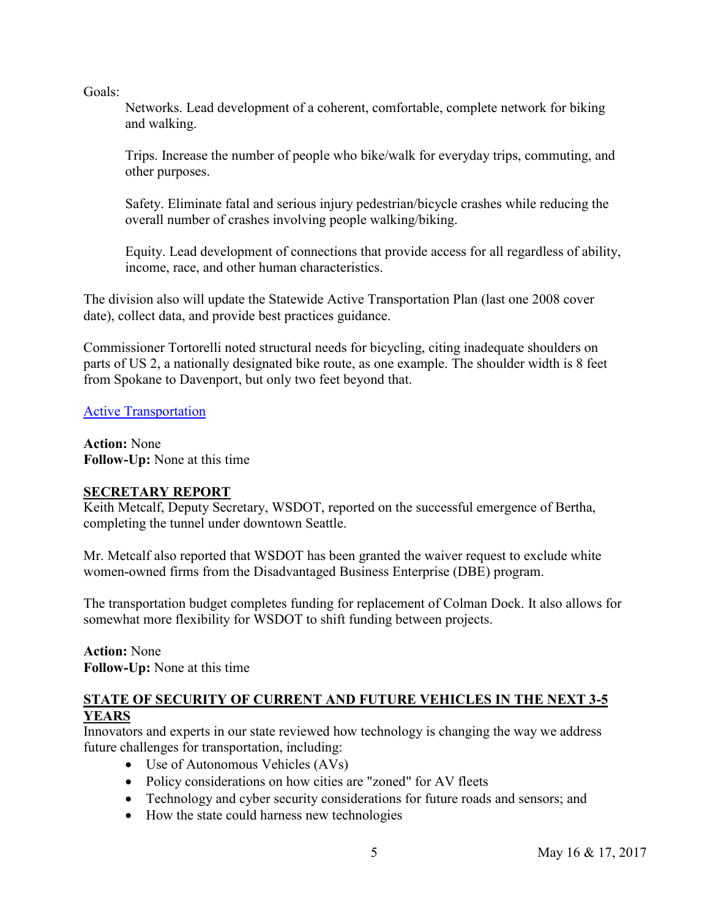Goals:

Networks. Lead development of a coherent, comfortable, complete network for biking and walking.

Trips. Increase the number of people who bike/walk for everyday trips, commuting, and other purposes.

Safety. Eliminate fatal and serious injury pedestrian/bicycle crashes while reducing the overall number of crashes involving people walking/biking.

Equity. Lead development of connections that provide access for all regardless of ability, income, race, and other human characteristics.

The division also will update the Statewide Active Transportation Plan (last one 2008 cover date), collect data, and provide best practices guidance.

Commissioner Tortorelli noted structural needs for bicycling, citing inadequate shoulders on parts of US 2, a nationally designated bike route, as one example. The shoulder width is 8 feet from Spokane to Davenport, but only two feet beyond that.

Active Transportation

**Action:** None
**Follow-Up:** None at this time

## SECRETARY REPORT

Keith Metcalf, Deputy Secretary, WSDOT, reported on the successful emergence of Bertha, completing the tunnel under downtown Seattle.

Mr. Metcalf also reported that WSDOT has been granted the waiver request to exclude white women-owned firms from the Disadvantaged Business Enterprise (DBE) program.

The transportation budget completes funding for replacement of Colman Dock. It also allows for somewhat more flexibility for WSDOT to shift funding between projects.

**Action:** None
**Follow-Up:** None at this time

## STATE OF SECURITY OF CURRENT AND FUTURE VEHICLES IN THE NEXT 3-5 YEARS

Innovators and experts in our state reviewed how technology is changing the way we address future challenges for transportation, including:

- Use of Autonomous Vehicles (AVs)
- Policy considerations on how cities are "zoned" for AV fleets
- Technology and cyber security considerations for future roads and sensors; and
- How the state could harness new technologies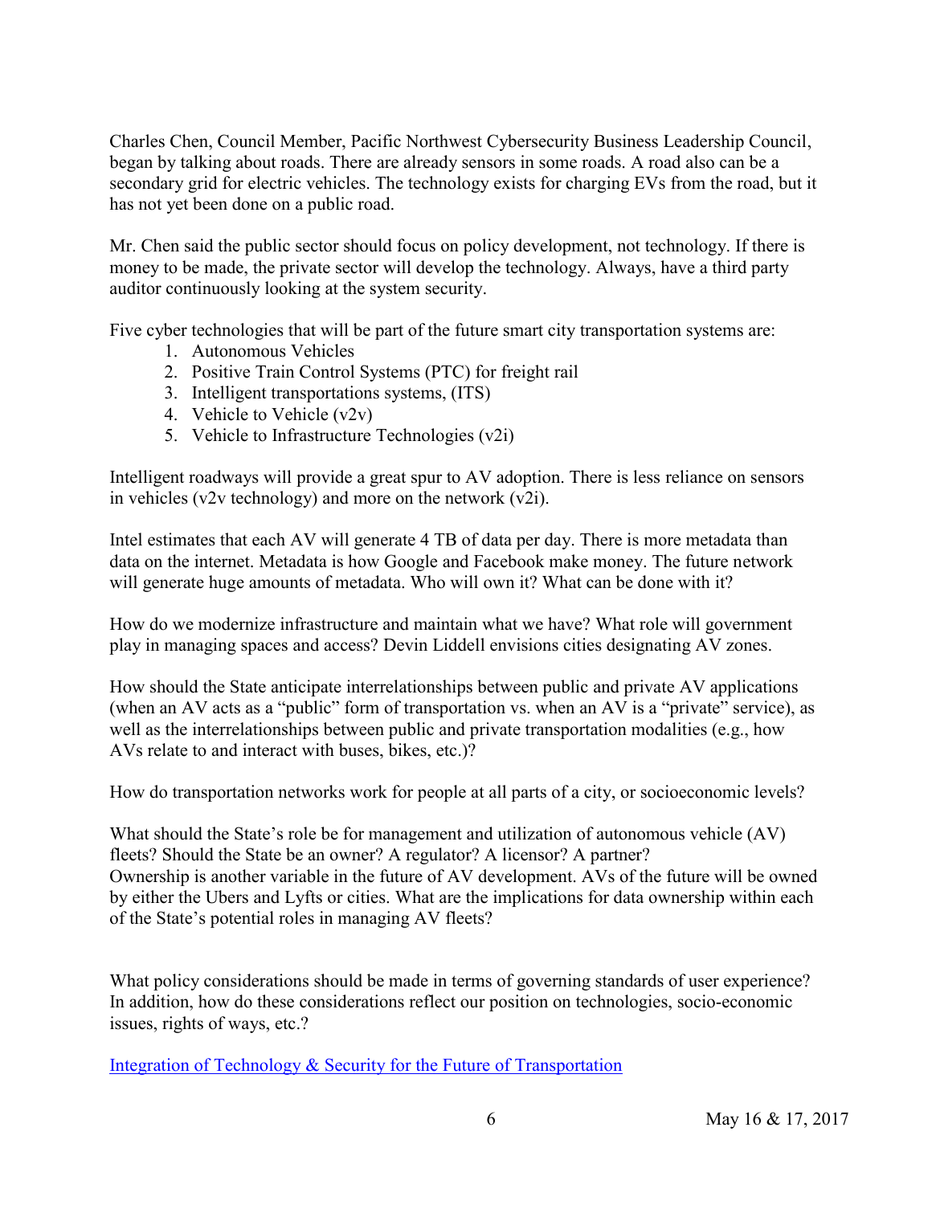Charles Chen, Council Member, Pacific Northwest Cybersecurity Business Leadership Council, began by talking about roads. There are already sensors in some roads. A road also can be a secondary grid for electric vehicles. The technology exists for charging EVs from the road, but it has not yet been done on a public road.

Mr. Chen said the public sector should focus on policy development, not technology. If there is money to be made, the private sector will develop the technology. Always, have a third party auditor continuously looking at the system security.

Five cyber technologies that will be part of the future smart city transportation systems are:

1. Autonomous Vehicles
2. Positive Train Control Systems (PTC) for freight rail
3. Intelligent transportations systems, (ITS)
4. Vehicle to Vehicle (v2v)
5. Vehicle to Infrastructure Technologies (v2i)

Intelligent roadways will provide a great spur to AV adoption. There is less reliance on sensors in vehicles (v2v technology) and more on the network (v2i).

Intel estimates that each AV will generate 4 TB of data per day. There is more metadata than data on the internet. Metadata is how Google and Facebook make money. The future network will generate huge amounts of metadata. Who will own it? What can be done with it?

How do we modernize infrastructure and maintain what we have? What role will government play in managing spaces and access? Devin Liddell envisions cities designating AV zones.

How should the State anticipate interrelationships between public and private AV applications (when an AV acts as a "public" form of transportation vs. when an AV is a "private" service), as well as the interrelationships between public and private transportation modalities (e.g., how AVs relate to and interact with buses, bikes, etc.)?

How do transportation networks work for people at all parts of a city, or socioeconomic levels?

What should the State's role be for management and utilization of autonomous vehicle (AV) fleets? Should the State be an owner? A regulator? A licensor? A partner?
Ownership is another variable in the future of AV development. AVs of the future will be owned by either the Ubers and Lyfts or cities. What are the implications for data ownership within each of the State's potential roles in managing AV fleets?

What policy considerations should be made in terms of governing standards of user experience? In addition, how do these considerations reflect our position on technologies, socio-economic issues, rights of ways, etc.?

[Integration of Technology & Security for the Future of Transportation]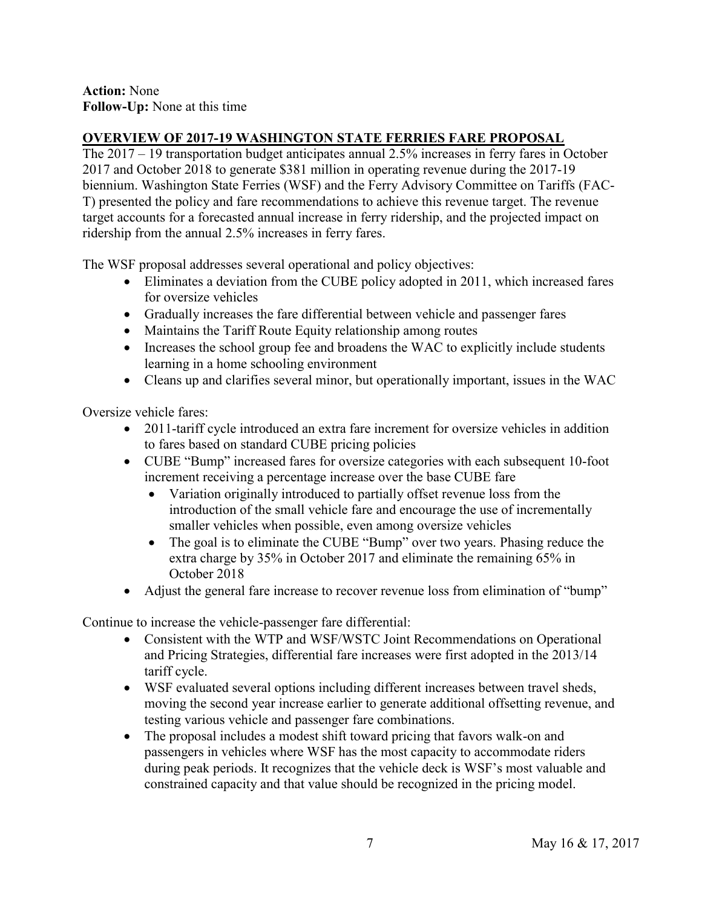**Action:** None
**Follow-Up:** None at this time

## OVERVIEW OF 2017-19 WASHINGTON STATE FERRIES FARE PROPOSAL

The 2017 – 19 transportation budget anticipates annual 2.5% increases in ferry fares in October 2017 and October 2018 to generate $381 million in operating revenue during the 2017-19 biennium. Washington State Ferries (WSF) and the Ferry Advisory Committee on Tariffs (FAC-T) presented the policy and fare recommendations to achieve this revenue target. The revenue target accounts for a forecasted annual increase in ferry ridership, and the projected impact on ridership from the annual 2.5% increases in ferry fares.

The WSF proposal addresses several operational and policy objectives:

- Eliminates a deviation from the CUBE policy adopted in 2011, which increased fares for oversize vehicles
- Gradually increases the fare differential between vehicle and passenger fares
- Maintains the Tariff Route Equity relationship among routes
- Increases the school group fee and broadens the WAC to explicitly include students learning in a home schooling environment
- Cleans up and clarifies several minor, but operationally important, issues in the WAC

Oversize vehicle fares:

- 2011-tariff cycle introduced an extra fare increment for oversize vehicles in addition to fares based on standard CUBE pricing policies
- CUBE "Bump" increased fares for oversize categories with each subsequent 10-foot increment receiving a percentage increase over the base CUBE fare
  - Variation originally introduced to partially offset revenue loss from the introduction of the small vehicle fare and encourage the use of incrementally smaller vehicles when possible, even among oversize vehicles
  - The goal is to eliminate the CUBE "Bump" over two years. Phasing reduce the extra charge by 35% in October 2017 and eliminate the remaining 65% in October 2018
- Adjust the general fare increase to recover revenue loss from elimination of "bump"

Continue to increase the vehicle-passenger fare differential:

- Consistent with the WTP and WSF/WSTC Joint Recommendations on Operational and Pricing Strategies, differential fare increases were first adopted in the 2013/14 tariff cycle.
- WSF evaluated several options including different increases between travel sheds, moving the second year increase earlier to generate additional offsetting revenue, and testing various vehicle and passenger fare combinations.
- The proposal includes a modest shift toward pricing that favors walk-on and passengers in vehicles where WSF has the most capacity to accommodate riders during peak periods. It recognizes that the vehicle deck is WSF's most valuable and constrained capacity and that value should be recognized in the pricing model.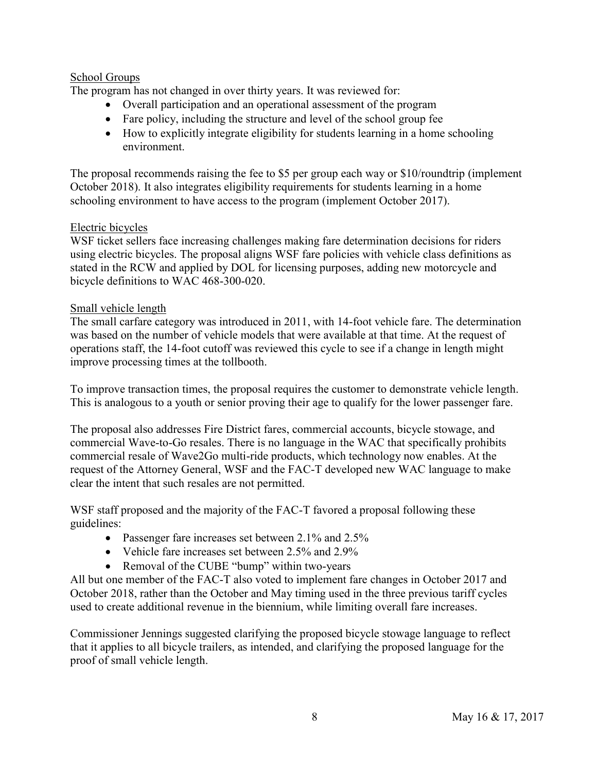School Groups

The program has not changed in over thirty years. It was reviewed for:

- Overall participation and an operational assessment of the program
- Fare policy, including the structure and level of the school group fee
- How to explicitly integrate eligibility for students learning in a home schooling environment.

The proposal recommends raising the fee to $5 per group each way or $10/roundtrip (implement October 2018). It also integrates eligibility requirements for students learning in a home schooling environment to have access to the program (implement October 2017).

Electric bicycles

WSF ticket sellers face increasing challenges making fare determination decisions for riders using electric bicycles. The proposal aligns WSF fare policies with vehicle class definitions as stated in the RCW and applied by DOL for licensing purposes, adding new motorcycle and bicycle definitions to WAC 468-300-020.

Small vehicle length

The small carfare category was introduced in 2011, with 14-foot vehicle fare. The determination was based on the number of vehicle models that were available at that time. At the request of operations staff, the 14-foot cutoff was reviewed this cycle to see if a change in length might improve processing times at the tollbooth.

To improve transaction times, the proposal requires the customer to demonstrate vehicle length. This is analogous to a youth or senior proving their age to qualify for the lower passenger fare.

The proposal also addresses Fire District fares, commercial accounts, bicycle stowage, and commercial Wave-to-Go resales. There is no language in the WAC that specifically prohibits commercial resale of Wave2Go multi-ride products, which technology now enables. At the request of the Attorney General, WSF and the FAC-T developed new WAC language to make clear the intent that such resales are not permitted.

WSF staff proposed and the majority of the FAC-T favored a proposal following these guidelines:

- Passenger fare increases set between 2.1% and 2.5%
- Vehicle fare increases set between 2.5% and 2.9%
- Removal of the CUBE "bump" within two-years

All but one member of the FAC-T also voted to implement fare changes in October 2017 and October 2018, rather than the October and May timing used in the three previous tariff cycles used to create additional revenue in the biennium, while limiting overall fare increases.

Commissioner Jennings suggested clarifying the proposed bicycle stowage language to reflect that it applies to all bicycle trailers, as intended, and clarifying the proposed language for the proof of small vehicle length.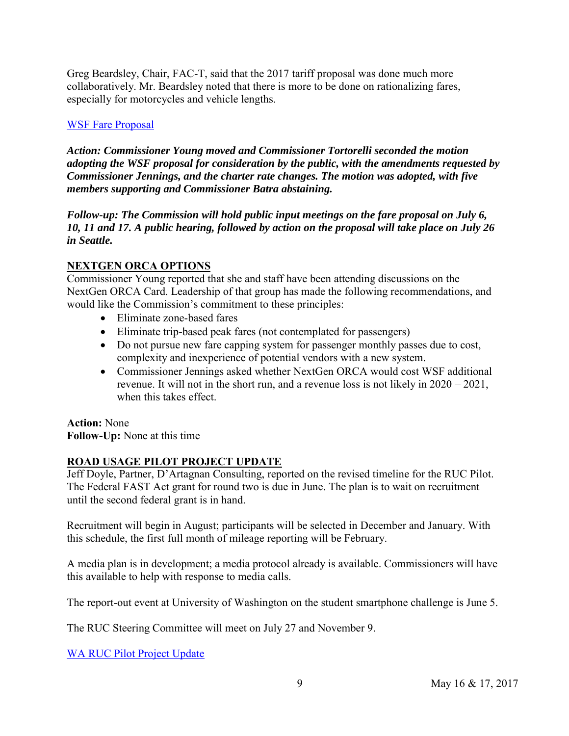Greg Beardsley, Chair, FAC-T, said that the 2017 tariff proposal was done much more collaboratively. Mr. Beardsley noted that there is more to be done on rationalizing fares, especially for motorcycles and vehicle lengths.

[WSF Fare Proposal]

***Action: Commissioner Young moved and Commissioner Tortorelli seconded the motion adopting the WSF proposal for consideration by the public, with the amendments requested by Commissioner Jennings, and the charter rate changes. The motion was adopted, with five members supporting and Commissioner Batra abstaining.***

***Follow-up: The Commission will hold public input meetings on the fare proposal on July 6, 10, 11 and 17. A public hearing, followed by action on the proposal will take place on July 26 in Seattle.***

## NEXTGEN ORCA OPTIONS

Commissioner Young reported that she and staff have been attending discussions on the NextGen ORCA Card. Leadership of that group has made the following recommendations, and would like the Commission's commitment to these principles:

- Eliminate zone-based fares
- Eliminate trip-based peak fares (not contemplated for passengers)
- Do not pursue new fare capping system for passenger monthly passes due to cost, complexity and inexperience of potential vendors with a new system.
- Commissioner Jennings asked whether NextGen ORCA would cost WSF additional revenue. It will not in the short run, and a revenue loss is not likely in 2020 – 2021, when this takes effect.

**Action:** None
**Follow-Up:** None at this time

## ROAD USAGE PILOT PROJECT UPDATE

Jeff Doyle, Partner, D'Artagnan Consulting, reported on the revised timeline for the RUC Pilot. The Federal FAST Act grant for round two is due in June. The plan is to wait on recruitment until the second federal grant is in hand.

Recruitment will begin in August; participants will be selected in December and January. With this schedule, the first full month of mileage reporting will be February.

A media plan is in development; a media protocol already is available. Commissioners will have this available to help with response to media calls.

The report-out event at University of Washington on the student smartphone challenge is June 5.

The RUC Steering Committee will meet on July 27 and November 9.

[WA RUC Pilot Project Update]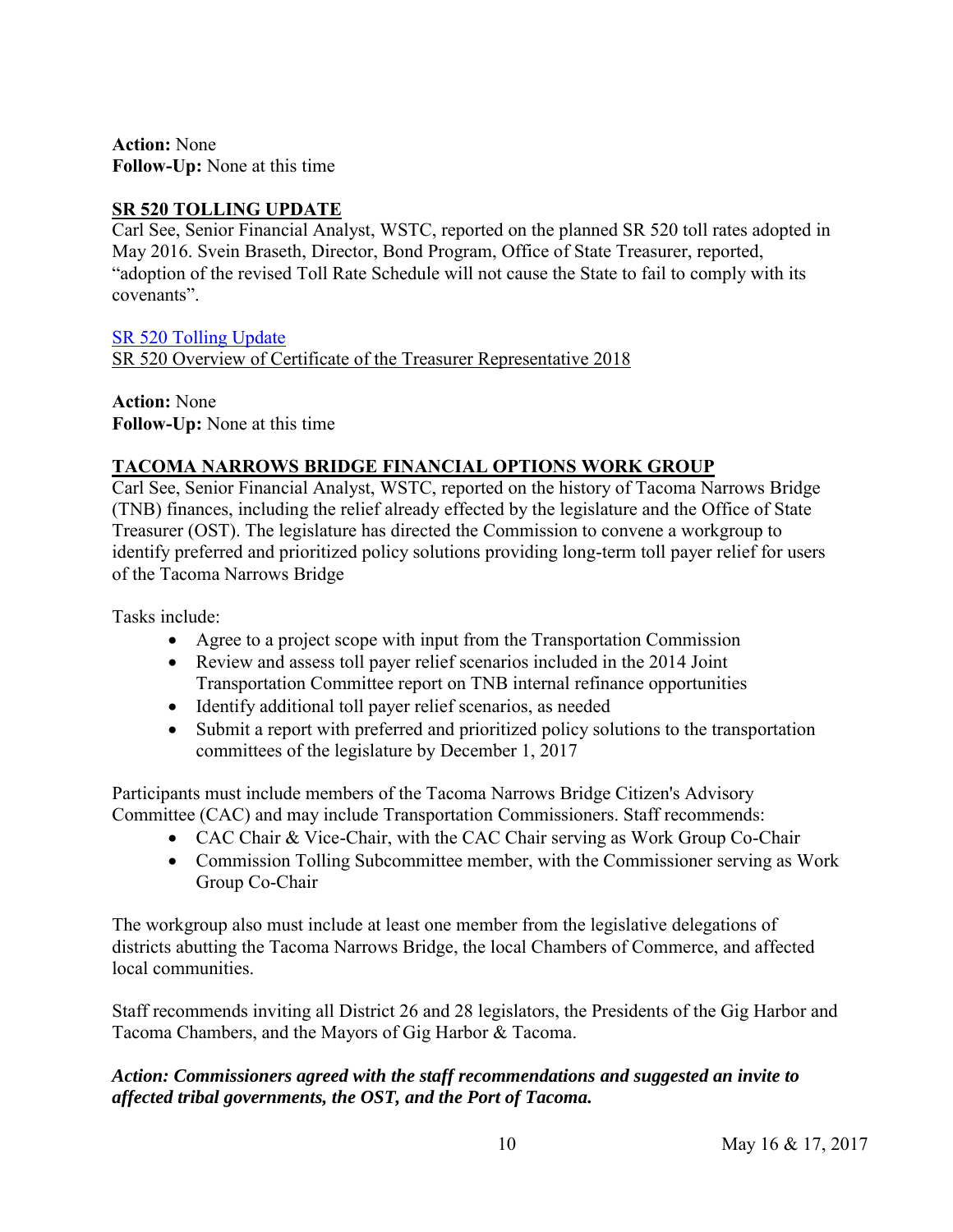**Action:** None
**Follow-Up:** None at this time

**SR 520 TOLLING UPDATE**

Carl See, Senior Financial Analyst, WSTC, reported on the planned SR 520 toll rates adopted in May 2016. Svein Braseth, Director, Bond Program, Office of State Treasurer, reported, "adoption of the revised Toll Rate Schedule will not cause the State to fail to comply with its covenants".

SR 520 Tolling Update
SR 520 Overview of Certificate of the Treasurer Representative 2018

**Action:** None
**Follow-Up:** None at this time

**TACOMA NARROWS BRIDGE FINANCIAL OPTIONS WORK GROUP**

Carl See, Senior Financial Analyst, WSTC, reported on the history of Tacoma Narrows Bridge (TNB) finances, including the relief already effected by the legislature and the Office of State Treasurer (OST). The legislature has directed the Commission to convene a workgroup to identify preferred and prioritized policy solutions providing long-term toll payer relief for users of the Tacoma Narrows Bridge

Tasks include:

- Agree to a project scope with input from the Transportation Commission
- Review and assess toll payer relief scenarios included in the 2014 Joint Transportation Committee report on TNB internal refinance opportunities
- Identify additional toll payer relief scenarios, as needed
- Submit a report with preferred and prioritized policy solutions to the transportation committees of the legislature by December 1, 2017

Participants must include members of the Tacoma Narrows Bridge Citizen's Advisory Committee (CAC) and may include Transportation Commissioners. Staff recommends:

- CAC Chair & Vice-Chair, with the CAC Chair serving as Work Group Co-Chair
- Commission Tolling Subcommittee member, with the Commissioner serving as Work Group Co-Chair

The workgroup also must include at least one member from the legislative delegations of districts abutting the Tacoma Narrows Bridge, the local Chambers of Commerce, and affected local communities.

Staff recommends inviting all District 26 and 28 legislators, the Presidents of the Gig Harbor and Tacoma Chambers, and the Mayors of Gig Harbor & Tacoma.

***Action: Commissioners agreed with the staff recommendations and suggested an invite to affected tribal governments, the OST, and the Port of Tacoma.***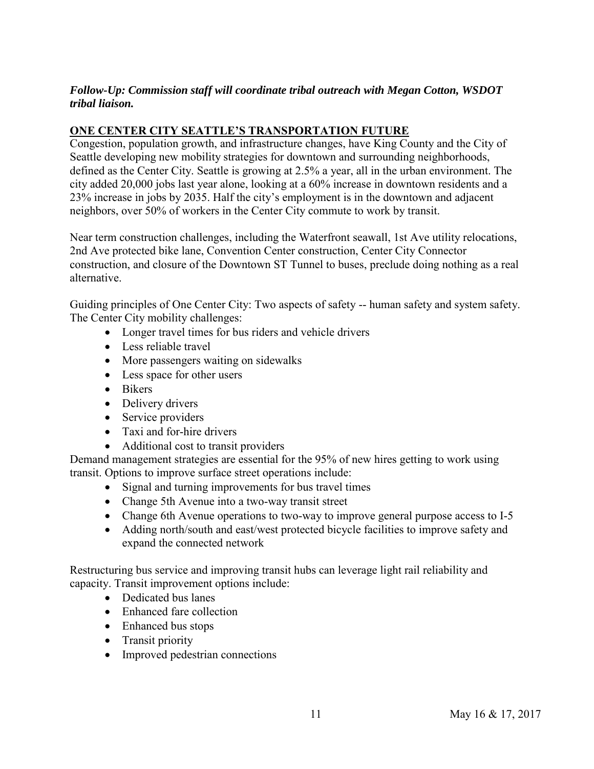***Follow-Up: Commission staff will coordinate tribal outreach with Megan Cotton, WSDOT tribal liaison.***

## ONE CENTER CITY SEATTLE'S TRANSPORTATION FUTURE

Congestion, population growth, and infrastructure changes, have King County and the City of Seattle developing new mobility strategies for downtown and surrounding neighborhoods, defined as the Center City. Seattle is growing at 2.5% a year, all in the urban environment. The city added 20,000 jobs last year alone, looking at a 60% increase in downtown residents and a 23% increase in jobs by 2035. Half the city's employment is in the downtown and adjacent neighbors, over 50% of workers in the Center City commute to work by transit.

Near term construction challenges, including the Waterfront seawall, 1st Ave utility relocations, 2nd Ave protected bike lane, Convention Center construction, Center City Connector construction, and closure of the Downtown ST Tunnel to buses, preclude doing nothing as a real alternative.

Guiding principles of One Center City: Two aspects of safety -- human safety and system safety. The Center City mobility challenges:

- Longer travel times for bus riders and vehicle drivers
- Less reliable travel
- More passengers waiting on sidewalks
- Less space for other users
- Bikers
- Delivery drivers
- Service providers
- Taxi and for-hire drivers
- Additional cost to transit providers

Demand management strategies are essential for the 95% of new hires getting to work using transit. Options to improve surface street operations include:

- Signal and turning improvements for bus travel times
- Change 5th Avenue into a two-way transit street
- Change 6th Avenue operations to two-way to improve general purpose access to I-5
- Adding north/south and east/west protected bicycle facilities to improve safety and expand the connected network

Restructuring bus service and improving transit hubs can leverage light rail reliability and capacity. Transit improvement options include:

- Dedicated bus lanes
- Enhanced fare collection
- Enhanced bus stops
- Transit priority
- Improved pedestrian connections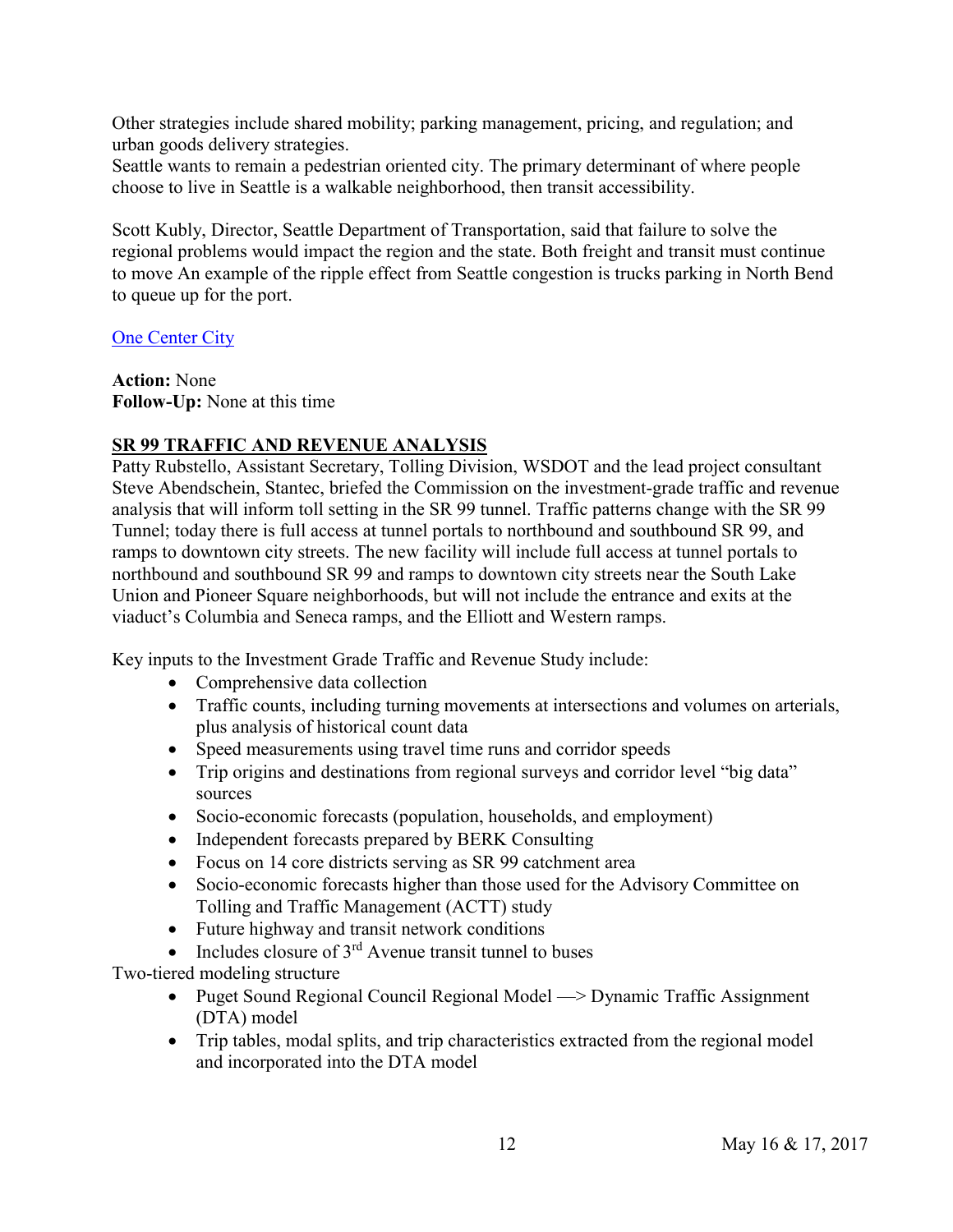Other strategies include shared mobility; parking management, pricing, and regulation; and urban goods delivery strategies.
Seattle wants to remain a pedestrian oriented city. The primary determinant of where people choose to live in Seattle is a walkable neighborhood, then transit accessibility.

Scott Kubly, Director, Seattle Department of Transportation, said that failure to solve the regional problems would impact the region and the state. Both freight and transit must continue to move An example of the ripple effect from Seattle congestion is trucks parking in North Bend to queue up for the port.

[One Center City]()

**Action:** None
**Follow-Up:** None at this time

**SR 99 TRAFFIC AND REVENUE ANALYSIS**

Patty Rubstello, Assistant Secretary, Tolling Division, WSDOT and the lead project consultant Steve Abendschein, Stantec, briefed the Commission on the investment-grade traffic and revenue analysis that will inform toll setting in the SR 99 tunnel. Traffic patterns change with the SR 99 Tunnel; today there is full access at tunnel portals to northbound and southbound SR 99, and ramps to downtown city streets. The new facility will include full access at tunnel portals to northbound and southbound SR 99 and ramps to downtown city streets near the South Lake Union and Pioneer Square neighborhoods, but will not include the entrance and exits at the viaduct's Columbia and Seneca ramps, and the Elliott and Western ramps.

Key inputs to the Investment Grade Traffic and Revenue Study include:

- Comprehensive data collection
- Traffic counts, including turning movements at intersections and volumes on arterials, plus analysis of historical count data
- Speed measurements using travel time runs and corridor speeds
- Trip origins and destinations from regional surveys and corridor level "big data" sources
- Socio-economic forecasts (population, households, and employment)
- Independent forecasts prepared by BERK Consulting
- Focus on 14 core districts serving as SR 99 catchment area
- Socio-economic forecasts higher than those used for the Advisory Committee on Tolling and Traffic Management (ACTT) study
- Future highway and transit network conditions
- Includes closure of 3rd Avenue transit tunnel to buses

Two-tiered modeling structure

- Puget Sound Regional Council Regional Model —> Dynamic Traffic Assignment (DTA) model
- Trip tables, modal splits, and trip characteristics extracted from the regional model and incorporated into the DTA model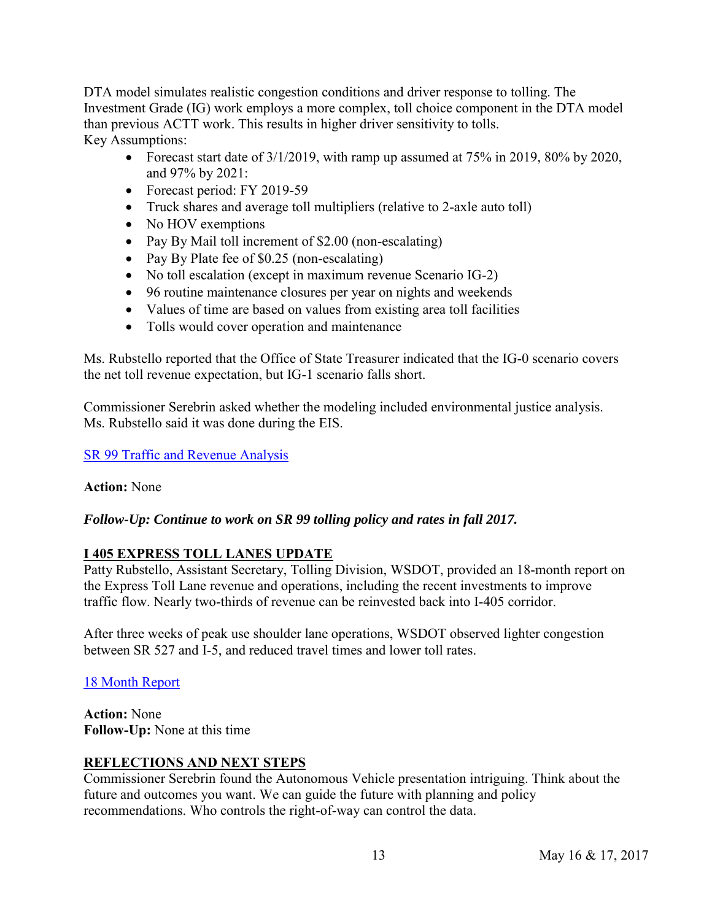DTA model simulates realistic congestion conditions and driver response to tolling. The Investment Grade (IG) work employs a more complex, toll choice component in the DTA model than previous ACTT work. This results in higher driver sensitivity to tolls.

Key Assumptions:

- Forecast start date of 3/1/2019, with ramp up assumed at 75% in 2019, 80% by 2020, and 97% by 2021:
- Forecast period: FY 2019-59
- Truck shares and average toll multipliers (relative to 2-axle auto toll)
- No HOV exemptions
- Pay By Mail toll increment of $2.00 (non-escalating)
- Pay By Plate fee of $0.25 (non-escalating)
- No toll escalation (except in maximum revenue Scenario IG-2)
- 96 routine maintenance closures per year on nights and weekends
- Values of time are based on values from existing area toll facilities
- Tolls would cover operation and maintenance

Ms. Rubstello reported that the Office of State Treasurer indicated that the IG-0 scenario covers the net toll revenue expectation, but IG-1 scenario falls short.

Commissioner Serebrin asked whether the modeling included environmental justice analysis. Ms. Rubstello said it was done during the EIS.

[SR 99 Traffic and Revenue Analysis]

**Action:** None

***Follow-Up: Continue to work on SR 99 tolling policy and rates in fall 2017.***

## I 405 EXPRESS TOLL LANES UPDATE

Patty Rubstello, Assistant Secretary, Tolling Division, WSDOT, provided an 18-month report on the Express Toll Lane revenue and operations, including the recent investments to improve traffic flow. Nearly two-thirds of revenue can be reinvested back into I-405 corridor.

After three weeks of peak use shoulder lane operations, WSDOT observed lighter congestion between SR 527 and I-5, and reduced travel times and lower toll rates.

[18 Month Report]

**Action:** None
**Follow-Up:** None at this time

## REFLECTIONS AND NEXT STEPS

Commissioner Serebrin found the Autonomous Vehicle presentation intriguing. Think about the future and outcomes you want. We can guide the future with planning and policy recommendations. Who controls the right-of-way can control the data.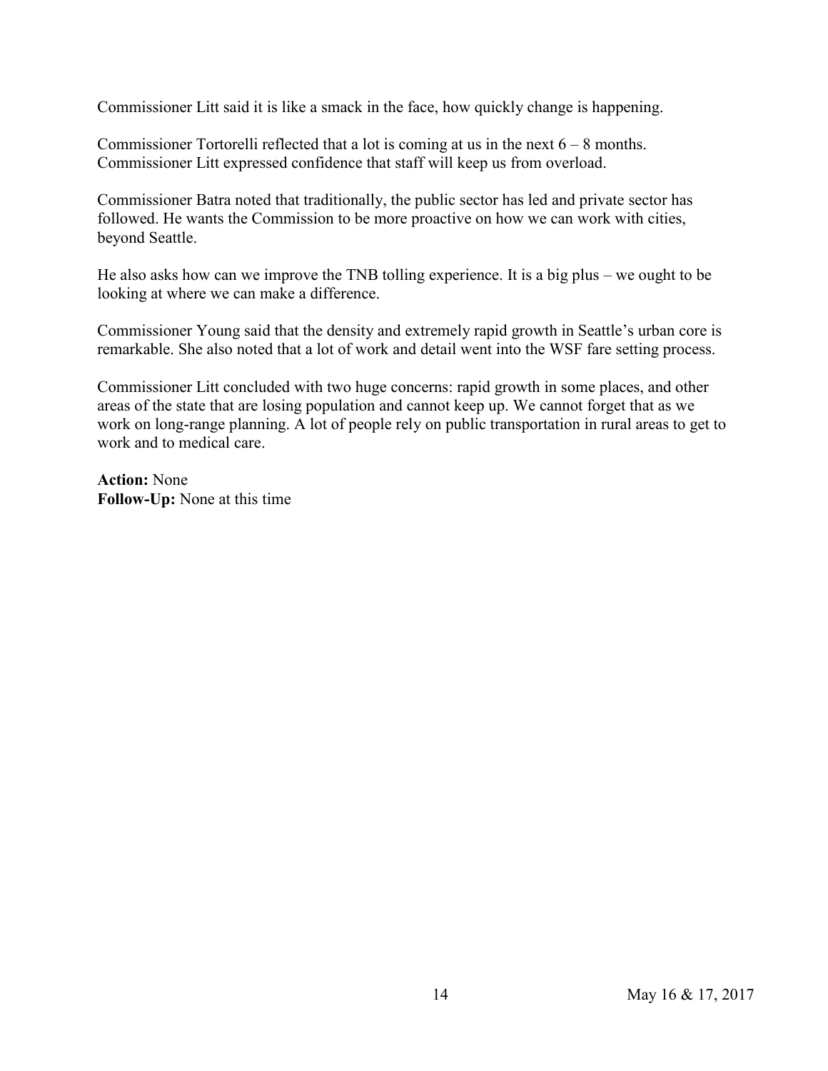Commissioner Litt said it is like a smack in the face, how quickly change is happening.

Commissioner Tortorelli reflected that a lot is coming at us in the next 6 – 8 months. Commissioner Litt expressed confidence that staff will keep us from overload.

Commissioner Batra noted that traditionally, the public sector has led and private sector has followed. He wants the Commission to be more proactive on how we can work with cities, beyond Seattle.

He also asks how can we improve the TNB tolling experience. It is a big plus – we ought to be looking at where we can make a difference.

Commissioner Young said that the density and extremely rapid growth in Seattle's urban core is remarkable. She also noted that a lot of work and detail went into the WSF fare setting process.

Commissioner Litt concluded with two huge concerns: rapid growth in some places, and other areas of the state that are losing population and cannot keep up. We cannot forget that as we work on long-range planning. A lot of people rely on public transportation in rural areas to get to work and to medical care.

**Action:** None
**Follow-Up:** None at this time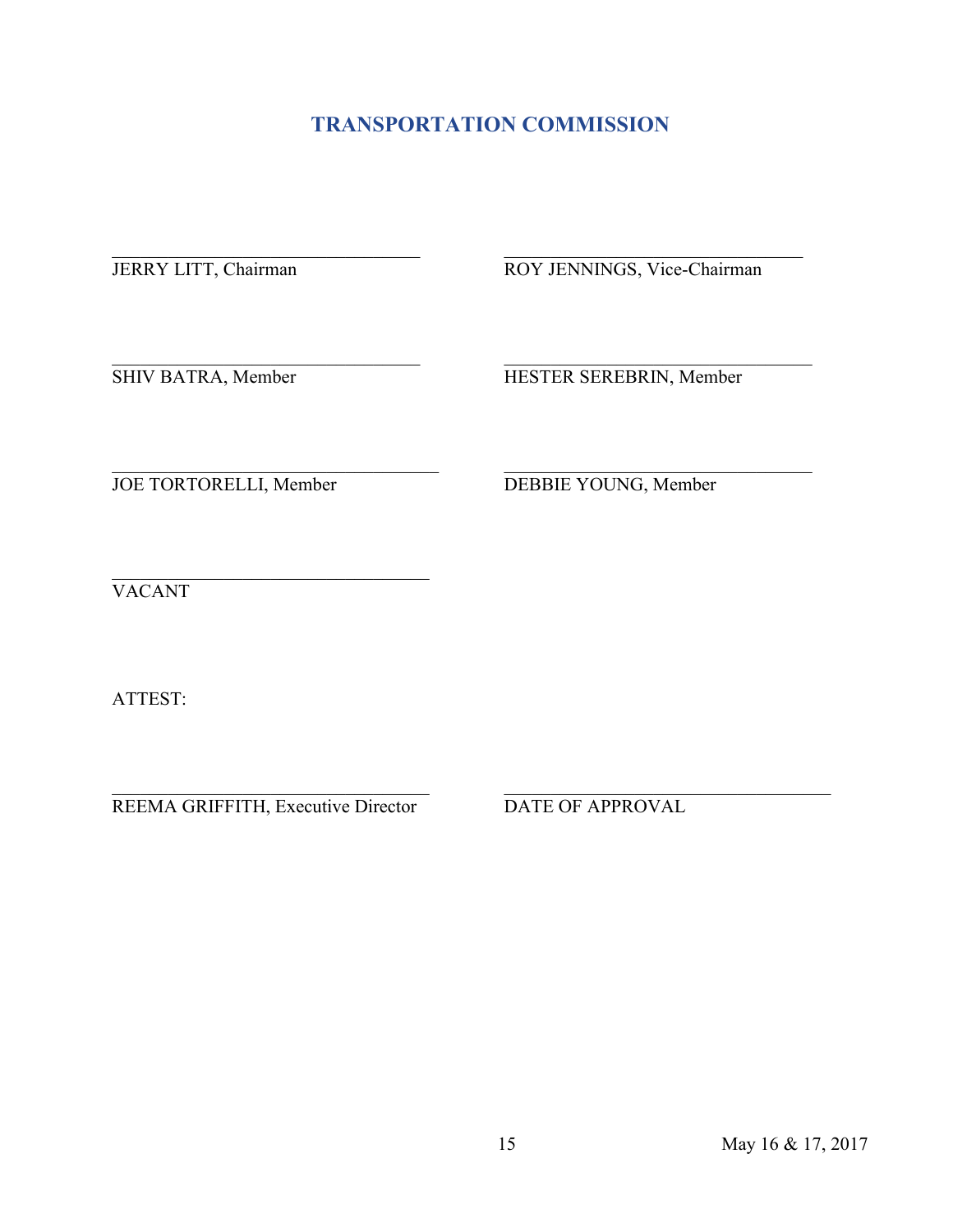# TRANSPORTATION COMMISSION

| | |
|---|---|
| \_\_\_\_\_\_\_\_\_\_\_\_\_\_\_\_\_\_\_\_\_\_\_\_\_\_\_\_\_\_ | \_\_\_\_\_\_\_\_\_\_\_\_\_\_\_\_\_\_\_\_\_\_\_\_\_\_\_\_\_\_ |
| JERRY LITT, Chairman | ROY JENNINGS, Vice-Chairman |
| \_\_\_\_\_\_\_\_\_\_\_\_\_\_\_\_\_\_\_\_\_\_\_\_\_\_\_\_\_\_ | \_\_\_\_\_\_\_\_\_\_\_\_\_\_\_\_\_\_\_\_\_\_\_\_\_\_\_\_\_\_ |
| SHIV BATRA, Member | HESTER SEREBRIN, Member |
| \_\_\_\_\_\_\_\_\_\_\_\_\_\_\_\_\_\_\_\_\_\_\_\_\_\_\_\_\_\_ | \_\_\_\_\_\_\_\_\_\_\_\_\_\_\_\_\_\_\_\_\_\_\_\_\_\_\_\_\_\_ |
| JOE TORTORELLI, Member | DEBBIE YOUNG, Member |
| \_\_\_\_\_\_\_\_\_\_\_\_\_\_\_\_\_\_\_\_\_\_\_\_\_\_\_\_\_\_ | |
| VACANT | |

ATTEST:

| | |
|---|---|
| \_\_\_\_\_\_\_\_\_\_\_\_\_\_\_\_\_\_\_\_\_\_\_\_\_\_\_\_\_\_ | \_\_\_\_\_\_\_\_\_\_\_\_\_\_\_\_\_\_\_\_\_\_\_\_\_\_\_\_\_\_ |
| REEMA GRIFFITH, Executive Director | DATE OF APPROVAL |